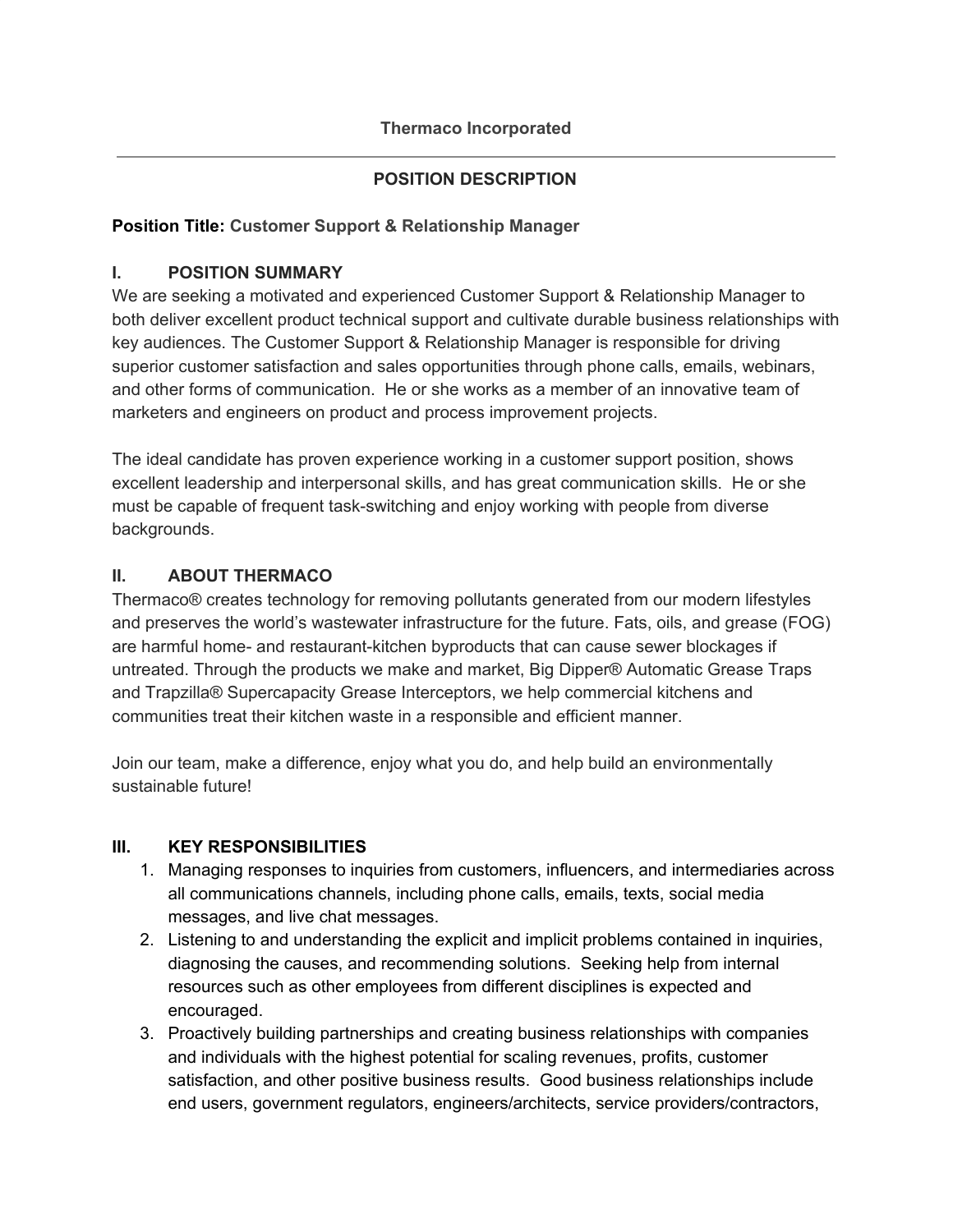# Thermaco Incorporated

---

## POSITION DESCRIPTION

**Position Title: Customer Support & Relationship Manager**

### I. POSITION SUMMARY

We are seeking a motivated and experienced Customer Support & Relationship Manager to both deliver excellent product technical support and cultivate durable business relationships with key audiences. The Customer Support & Relationship Manager is responsible for driving superior customer satisfaction and sales opportunities through phone calls, emails, webinars, and other forms of communication. He or she works as a member of an innovative team of marketers and engineers on product and process improvement projects.

The ideal candidate has proven experience working in a customer support position, shows excellent leadership and interpersonal skills, and has great communication skills. He or she must be capable of frequent task-switching and enjoy working with people from diverse backgrounds.

### II. ABOUT THERMACO

Thermaco® creates technology for removing pollutants generated from our modern lifestyles and preserves the world's wastewater infrastructure for the future. Fats, oils, and grease (FOG) are harmful home- and restaurant-kitchen byproducts that can cause sewer blockages if untreated. Through the products we make and market, Big Dipper® Automatic Grease Traps and Trapzilla® Supercapacity Grease Interceptors, we help commercial kitchens and communities treat their kitchen waste in a responsible and efficient manner.

Join our team, make a difference, enjoy what you do, and help build an environmentally sustainable future!

### III. KEY RESPONSIBILITIES

1. Managing responses to inquiries from customers, influencers, and intermediaries across all communications channels, including phone calls, emails, texts, social media messages, and live chat messages.
2. Listening to and understanding the explicit and implicit problems contained in inquiries, diagnosing the causes, and recommending solutions. Seeking help from internal resources such as other employees from different disciplines is expected and encouraged.
3. Proactively building partnerships and creating business relationships with companies and individuals with the highest potential for scaling revenues, profits, customer satisfaction, and other positive business results. Good business relationships include end users, government regulators, engineers/architects, service providers/contractors,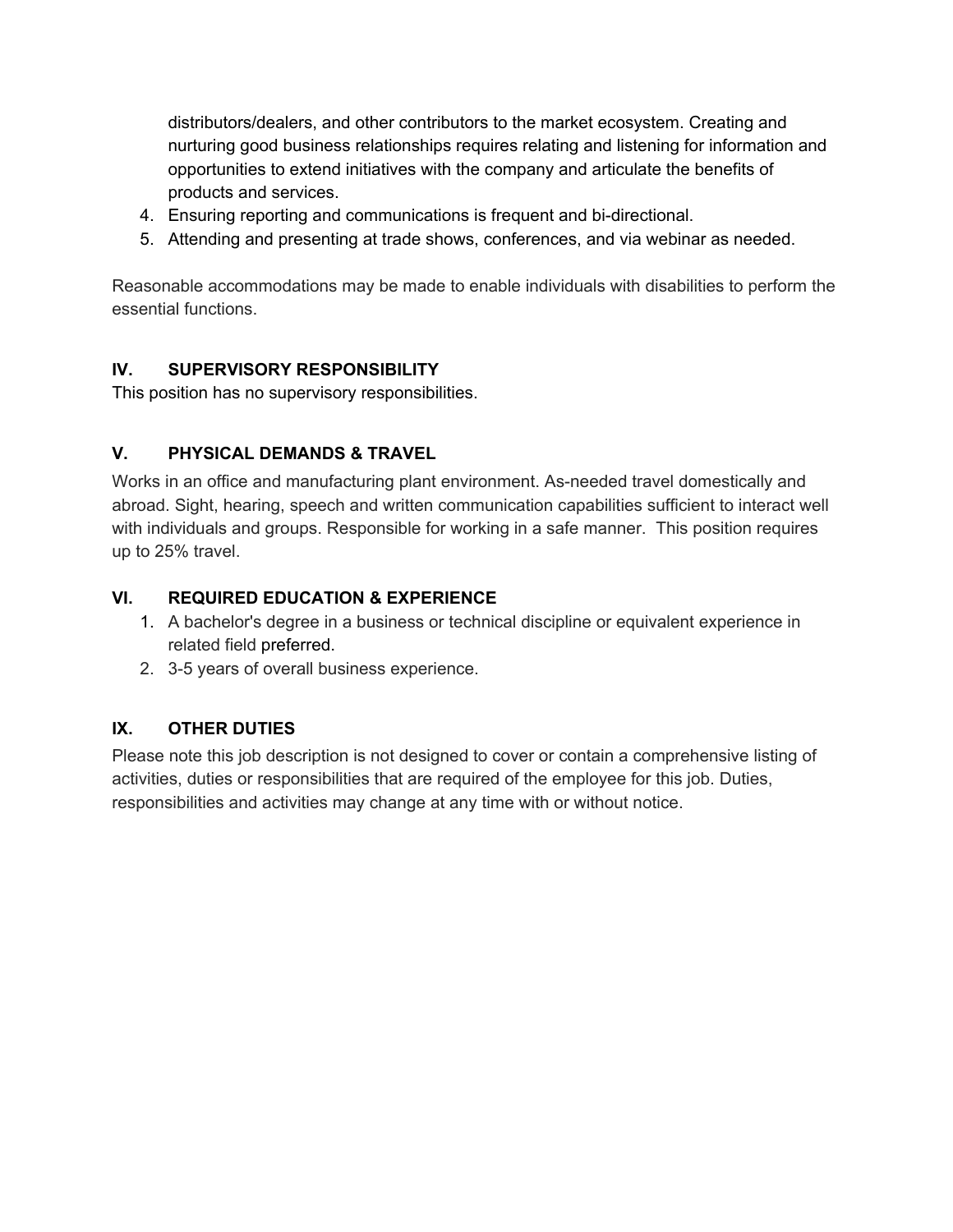distributors/dealers, and other contributors to the market ecosystem. Creating and nurturing good business relationships requires relating and listening for information and opportunities to extend initiatives with the company and articulate the benefits of products and services.

4. Ensuring reporting and communications is frequent and bi-directional.
5. Attending and presenting at trade shows, conferences, and via webinar as needed.

Reasonable accommodations may be made to enable individuals with disabilities to perform the essential functions.

## IV. SUPERVISORY RESPONSIBILITY

This position has no supervisory responsibilities.

## V. PHYSICAL DEMANDS & TRAVEL

Works in an office and manufacturing plant environment. As-needed travel domestically and abroad. Sight, hearing, speech and written communication capabilities sufficient to interact well with individuals and groups. Responsible for working in a safe manner. This position requires up to 25% travel.

## VI. REQUIRED EDUCATION & EXPERIENCE

1. A bachelor's degree in a business or technical discipline or equivalent experience in related field preferred.
2. 3-5 years of overall business experience.

## IX. OTHER DUTIES

Please note this job description is not designed to cover or contain a comprehensive listing of activities, duties or responsibilities that are required of the employee for this job. Duties, responsibilities and activities may change at any time with or without notice.